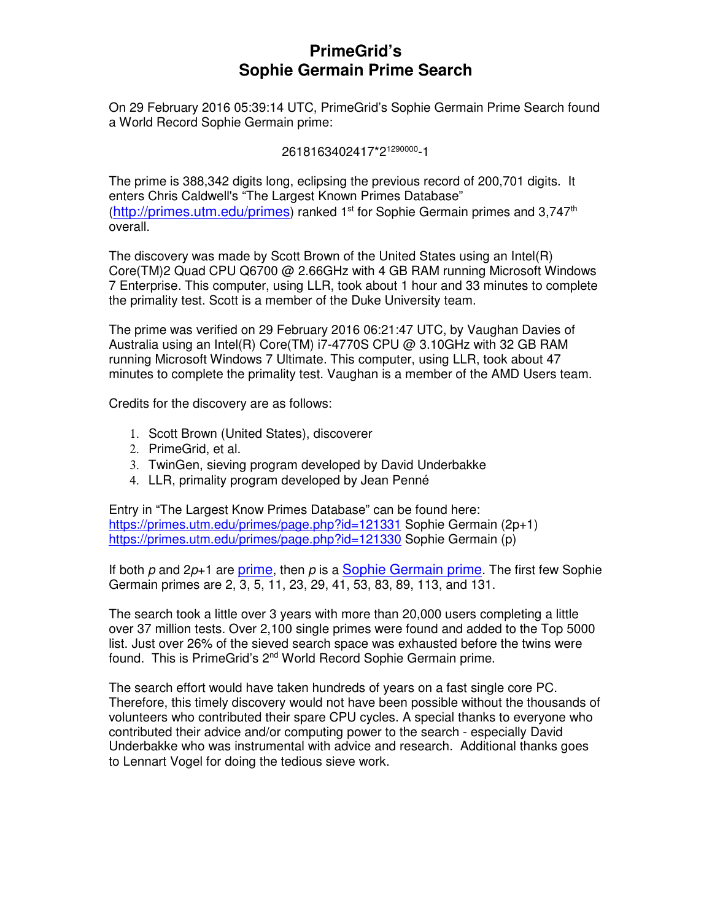# PrimeGrid's
# Sophie Germain Prime Search

On 29 February 2016 05:39:14 UTC, PrimeGrid's Sophie Germain Prime Search found a World Record Sophie Germain prime:

$$2618163402417 \cdot 2^{1290000}-1$$

The prime is 388,342 digits long, eclipsing the previous record of 200,701 digits. It enters Chris Caldwell's "The Largest Known Primes Database" (http://primes.utm.edu/primes) ranked 1st for Sophie Germain primes and 3,747th overall.

The discovery was made by Scott Brown of the United States using an Intel(R) Core(TM)2 Quad CPU Q6700 @ 2.66GHz with 4 GB RAM running Microsoft Windows 7 Enterprise. This computer, using LLR, took about 1 hour and 33 minutes to complete the primality test. Scott is a member of the Duke University team.

The prime was verified on 29 February 2016 06:21:47 UTC, by Vaughan Davies of Australia using an Intel(R) Core(TM) i7-4770S CPU @ 3.10GHz with 32 GB RAM running Microsoft Windows 7 Ultimate. This computer, using LLR, took about 47 minutes to complete the primality test. Vaughan is a member of the AMD Users team.

Credits for the discovery are as follows:

1. Scott Brown (United States), discoverer
2. PrimeGrid, et al.
3. TwinGen, sieving program developed by David Underbakke
4. LLR, primality program developed by Jean Penné

Entry in "The Largest Know Primes Database" can be found here:
https://primes.utm.edu/primes/page.php?id=121331 Sophie Germain (2p+1)
https://primes.utm.edu/primes/page.php?id=121330 Sophie Germain (p)

If both $p$ and $2p+1$ are prime, then $p$ is a Sophie Germain prime. The first few Sophie Germain primes are 2, 3, 5, 11, 23, 29, 41, 53, 83, 89, 113, and 131.

The search took a little over 3 years with more than 20,000 users completing a little over 37 million tests. Over 2,100 single primes were found and added to the Top 5000 list. Just over 26% of the sieved search space was exhausted before the twins were found. This is PrimeGrid's 2nd World Record Sophie Germain prime.

The search effort would have taken hundreds of years on a fast single core PC. Therefore, this timely discovery would not have been possible without the thousands of volunteers who contributed their spare CPU cycles. A special thanks to everyone who contributed their advice and/or computing power to the search - especially David Underbakke who was instrumental with advice and research. Additional thanks goes to Lennart Vogel for doing the tedious sieve work.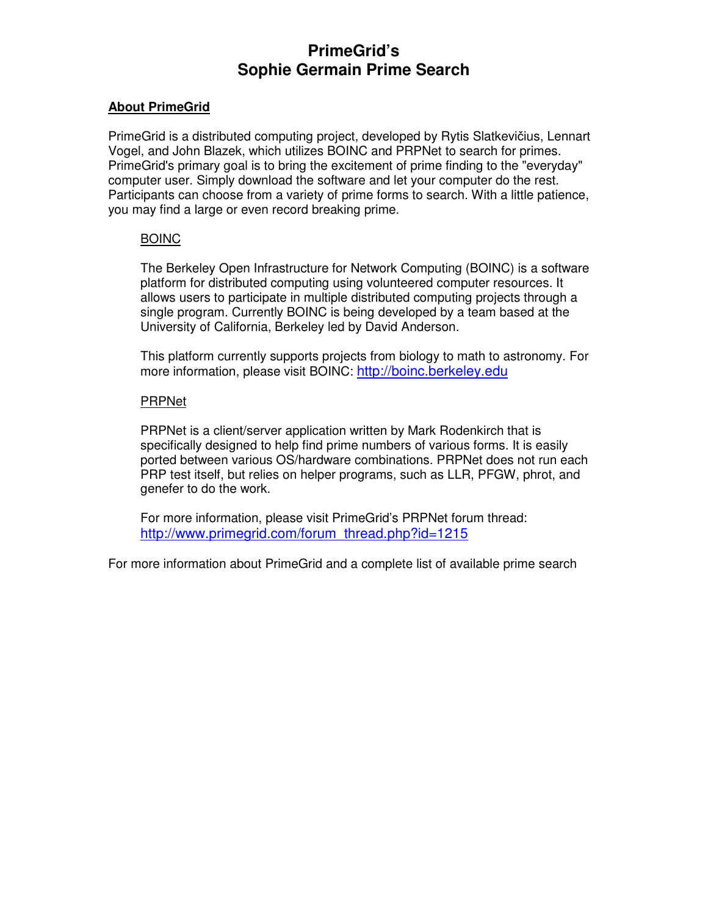# PrimeGrid's
# Sophie Germain Prime Search

## About PrimeGrid

PrimeGrid is a distributed computing project, developed by Rytis Slatkevičius, Lennart Vogel, and John Blazek, which utilizes BOINC and PRPNet to search for primes. PrimeGrid's primary goal is to bring the excitement of prime finding to the "everyday" computer user. Simply download the software and let your computer do the rest. Participants can choose from a variety of prime forms to search. With a little patience, you may find a large or even record breaking prime.

### BOINC

The Berkeley Open Infrastructure for Network Computing (BOINC) is a software platform for distributed computing using volunteered computer resources. It allows users to participate in multiple distributed computing projects through a single program. Currently BOINC is being developed by a team based at the University of California, Berkeley led by David Anderson.

This platform currently supports projects from biology to math to astronomy. For more information, please visit BOINC: http://boinc.berkeley.edu

### PRPNet

PRPNet is a client/server application written by Mark Rodenkirch that is specifically designed to help find prime numbers of various forms. It is easily ported between various OS/hardware combinations. PRPNet does not run each PRP test itself, but relies on helper programs, such as LLR, PFGW, phrot, and genefer to do the work.

For more information, please visit PrimeGrid's PRPNet forum thread: http://www.primegrid.com/forum_thread.php?id=1215

For more information about PrimeGrid and a complete list of available prime search